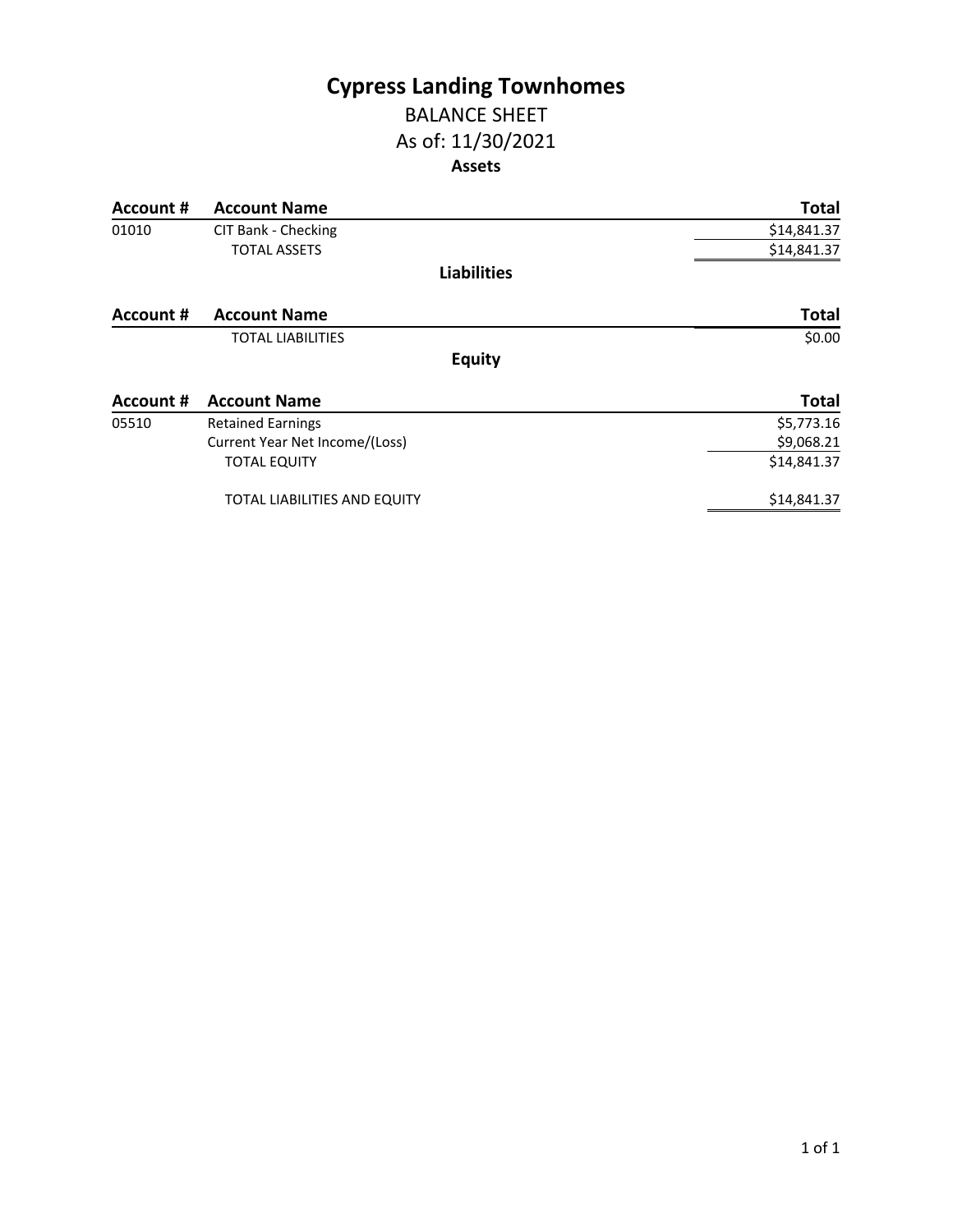# Cypress Landing Townhomes

## BALANCE SHEET

## As of: 11/30/2021

### Assets

| Account # | Account Name | Total |
|---|---|---|
| 01010 | CIT Bank - Checking | $14,841.37 |
| | TOTAL ASSETS | $14,841.37 |

### Liabilities

| Account # | Account Name | Total |
|---|---|---|
| | TOTAL LIABILITIES | $0.00 |

### Equity

| Account # | Account Name | Total |
|---|---|---|
| 05510 | Retained Earnings | $5,773.16 |
| | Current Year Net Income/(Loss) | $9,068.21 |
| | TOTAL EQUITY | $14,841.37 |
| | TOTAL LIABILITIES AND EQUITY | $14,841.37 |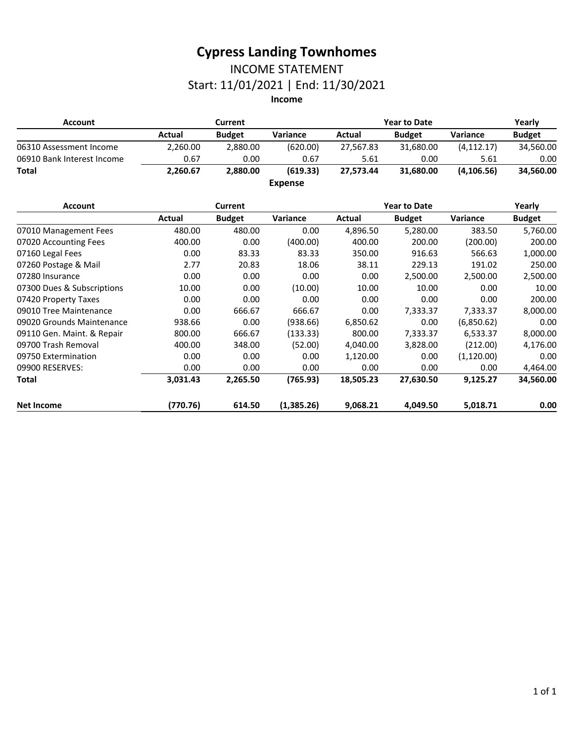# Cypress Landing Townhomes

## INCOME STATEMENT

### Start: 11/01/2021 | End: 11/30/2021

**Income**

| Account | Current | | | Year to Date | | | Yearly |
|---|---|---|---|---|---|---|---|
| | Actual | Budget | Variance | Actual | Budget | Variance | Budget |
| 06310 Assessment Income | 2,260.00 | 2,880.00 | (620.00) | 27,567.83 | 31,680.00 | (4,112.17) | 34,560.00 |
| 06910 Bank Interest Income | 0.67 | 0.00 | 0.67 | 5.61 | 0.00 | 5.61 | 0.00 |
| **Total** | **2,260.67** | **2,880.00** | **(619.33)** | **27,573.44** | **31,680.00** | **(4,106.56)** | **34,560.00** |

**Expense**

| Account | Current | | | Year to Date | | | Yearly |
|---|---|---|---|---|---|---|---|
| | Actual | Budget | Variance | Actual | Budget | Variance | Budget |
| 07010 Management Fees | 480.00 | 480.00 | 0.00 | 4,896.50 | 5,280.00 | 383.50 | 5,760.00 |
| 07020 Accounting Fees | 400.00 | 0.00 | (400.00) | 400.00 | 200.00 | (200.00) | 200.00 |
| 07160 Legal Fees | 0.00 | 83.33 | 83.33 | 350.00 | 916.63 | 566.63 | 1,000.00 |
| 07260 Postage & Mail | 2.77 | 20.83 | 18.06 | 38.11 | 229.13 | 191.02 | 250.00 |
| 07280 Insurance | 0.00 | 0.00 | 0.00 | 0.00 | 2,500.00 | 2,500.00 | 2,500.00 |
| 07300 Dues & Subscriptions | 10.00 | 0.00 | (10.00) | 10.00 | 10.00 | 0.00 | 10.00 |
| 07420 Property Taxes | 0.00 | 0.00 | 0.00 | 0.00 | 0.00 | 0.00 | 200.00 |
| 09010 Tree Maintenance | 0.00 | 666.67 | 666.67 | 0.00 | 7,333.37 | 7,333.37 | 8,000.00 |
| 09020 Grounds Maintenance | 938.66 | 0.00 | (938.66) | 6,850.62 | 0.00 | (6,850.62) | 0.00 |
| 09110 Gen. Maint. & Repair | 800.00 | 666.67 | (133.33) | 800.00 | 7,333.37 | 6,533.37 | 8,000.00 |
| 09700 Trash Removal | 400.00 | 348.00 | (52.00) | 4,040.00 | 3,828.00 | (212.00) | 4,176.00 |
| 09750 Extermination | 0.00 | 0.00 | 0.00 | 1,120.00 | 0.00 | (1,120.00) | 0.00 |
| 09900 RESERVES: | 0.00 | 0.00 | 0.00 | 0.00 | 0.00 | 0.00 | 4,464.00 |
| **Total** | **3,031.43** | **2,265.50** | **(765.93)** | **18,505.23** | **27,630.50** | **9,125.27** | **34,560.00** |
| **Net Income** | **(770.76)** | **614.50** | **(1,385.26)** | **9,068.21** | **4,049.50** | **5,018.71** | **0.00** |